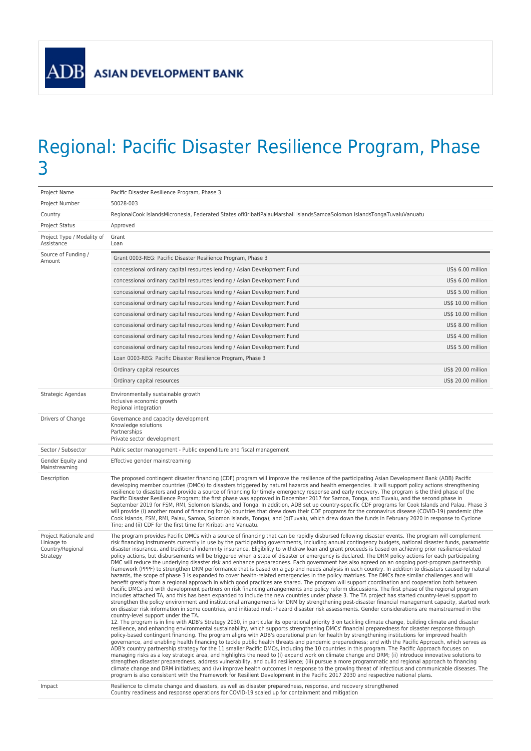ADB ASIAN DEVELOPMENT BANK

# Regional: Pacific Disaster Resilience Program, Phase 3

| | |
|---|---|
| Project Name | Pacific Disaster Resilience Program, Phase 3 |
| Project Number | 50028-003 |
| Country | RegionalCook IslandsMicronesia, Federated States ofKiribatiPalauMarshall IslandsSamoaSolomon IslandsTongaTuvaluVanuatu |
| Project Status | Approved |
| Project Type / Modality of Assistance | Grant<br>Loan |
| Source of Funding / Amount | Grant 0003-REG: Pacific Disaster Resilience Program, Phase 3<br>concessional ordinary capital resources lending / Asian Development Fund — US$ 6.00 million<br>concessional ordinary capital resources lending / Asian Development Fund — US$ 6.00 million<br>concessional ordinary capital resources lending / Asian Development Fund — US$ 5.00 million<br>concessional ordinary capital resources lending / Asian Development Fund — US$ 10.00 million<br>concessional ordinary capital resources lending / Asian Development Fund — US$ 10.00 million<br>concessional ordinary capital resources lending / Asian Development Fund — US$ 8.00 million<br>concessional ordinary capital resources lending / Asian Development Fund — US$ 4.00 million<br>concessional ordinary capital resources lending / Asian Development Fund — US$ 5.00 million<br>Loan 0003-REG: Pacific Disaster Resilience Program, Phase 3<br>Ordinary capital resources — US$ 20.00 million<br>Ordinary capital resources — US$ 20.00 million |
| Strategic Agendas | Environmentally sustainable growth<br>Inclusive economic growth<br>Regional integration |
| Drivers of Change | Governance and capacity development<br>Knowledge solutions<br>Partnerships<br>Private sector development |
| Sector / Subsector | Public sector management - Public expenditure and fiscal management |
| Gender Equity and Mainstreaming | Effective gender mainstreaming |
| Description | The proposed contingent disaster financing (CDF) program will improve the resilience of the participating Asian Development Bank (ADB) Pacific developing member countries (DMCs) to disasters triggered by natural hazards and health emergencies. It will support policy actions strengthening resilience to disasters and provide a source of financing for timely emergency response and early recovery. The program is the third phase of the Pacific Disaster Resilience Program; the first phase was approved in December 2017 for Samoa, Tonga, and Tuvalu, and the second phase in September 2019 for FSM, RMI, Solomon Islands, and Tonga. In addition, ADB set up country-specific CDF programs for Cook Islands and Palau. Phase 3 will provide (i) another round of financing for (a) countries that drew down their CDF programs for the coronavirus disease (COVID-19) pandemic (the Cook Islands, FSM, RMI, Palau, Samoa, Solomon Islands, Tonga); and (b)Tuvalu, which drew down the funds in February 2020 in response to Cyclone Tino; and (ii) CDF for the first time for Kiribati and Vanuatu. |
| Project Rationale and Linkage to Country/Regional Strategy | The program provides Pacific DMCs with a source of financing that can be rapidly disbursed following disaster events. The program will complement risk financing instruments currently in use by the participating governments, including annual contingency budgets, national disaster funds, parametric disaster insurance, and traditional indemnity insurance. Eligibility to withdraw loan and grant proceeds is based on achieving prior resilience-related policy actions, but disbursements will be triggered when a state of disaster or emergency is declared. The DRM policy actions for each participating DMC will reduce the underlying disaster risk and enhance preparedness. Each government has also agreed on an ongoing post-program partnership framework (PPPF) to strengthen DRM performance that is based on a gap and needs analysis in each country. In addition to disasters caused by natural hazards, the scope of phase 3 is expanded to cover health-related emergencies in the policy matrixes. The DMCs face similar challenges and will benefit greatly from a regional approach in which good practices are shared. The program will support coordination and cooperation both between Pacific DMCs and with development partners on risk financing arrangements and policy reform discussions. The first phase of the regional program includes attached TA, and this has been expanded to include the new countries under phase 3. The TA project has started country-level support to strengthen the policy environment and institutional arrangements for DRM by strengthening post-disaster financial management capacity, started work on disaster risk information in some countries, and initiated multi-hazard disaster risk assessments. Gender considerations are mainstreamed in the country-level support under the TA.<br>12. The program is in line with ADB's Strategy 2030, in particular its operational priority 3 on tackling climate change, building climate and disaster resilience, and enhancing environmental sustainability, which supports strengthening DMCs' financial preparedness for disaster response through policy-based contingent financing. The program aligns with ADB's operational plan for health by strengthening institutions for improved health governance, and enabling health financing to tackle public health threats and pandemic preparedness; and with the Pacific Approach, which serves as ADB's country partnership strategy for the 11 smaller Pacific DMCs, including the 10 countries in this program. The Pacific Approach focuses on managing risks as a key strategic area, and highlights the need to (i) expand work on climate change and DRM; (ii) introduce innovative solutions to strengthen disaster preparedness, address vulnerability, and build resilience; (iii) pursue a more programmatic and regional approach to financing climate change and DRM initiatives; and (iv) improve health outcomes in response to the growing threat of infectious and communicable diseases. The program is also consistent with the Framework for Resilient Development in the Pacific 2017 2030 and respective national plans. |
| Impact | Resilience to climate change and disasters, as well as disaster preparedness, response, and recovery strengthened<br>Country readiness and response operations for COVID-19 scaled up for containment and mitigation |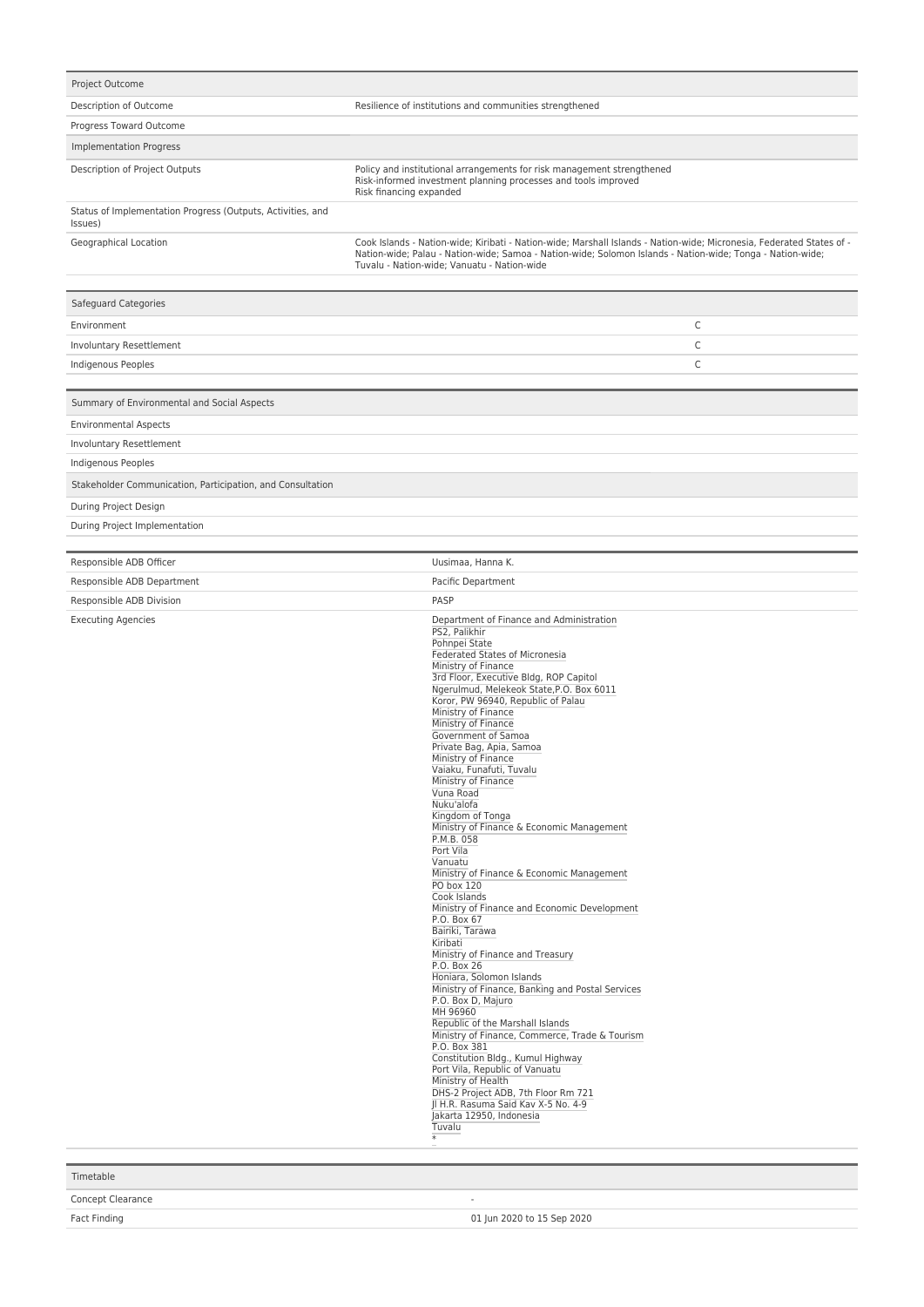| Project Outcome | |
| --- | --- |
| Description of Outcome | Resilience of institutions and communities strengthened |
| Progress Toward Outcome | |
| Implementation Progress | |
| Description of Project Outputs | Policy and institutional arrangements for risk management strengthened<br>Risk-informed investment planning processes and tools improved<br>Risk financing expanded |
| Status of Implementation Progress (Outputs, Activities, and Issues) | |
| Geographical Location | Cook Islands - Nation-wide; Kiribati - Nation-wide; Marshall Islands - Nation-wide; Micronesia, Federated States of - Nation-wide; Palau - Nation-wide; Samoa - Nation-wide; Solomon Islands - Nation-wide; Tonga - Nation-wide; Tuvalu - Nation-wide; Vanuatu - Nation-wide |

| Safeguard Categories | |
| --- | --- |
| Environment | C |
| Involuntary Resettlement | C |
| Indigenous Peoples | C |

| Summary of Environmental and Social Aspects |
| --- |
| Environmental Aspects |
| Involuntary Resettlement |
| Indigenous Peoples |
| Stakeholder Communication, Participation, and Consultation |
| During Project Design |
| During Project Implementation |

| | |
| --- | --- |
| Responsible ADB Officer | Uusimaa, Hanna K. |
| Responsible ADB Department | Pacific Department |
| Responsible ADB Division | PASP |
| Executing Agencies | Department of Finance and Administration<br>PS2, Palikhir<br>Pohnpei State<br>Federated States of Micronesia<br>Ministry of Finance<br>3rd Floor, Executive Bldg, ROP Capitol<br>Ngerulmud, Melekeok State,P.O. Box 6011<br>Koror, PW 96940, Republic of Palau<br>Ministry of Finance<br>Ministry of Finance<br>Government of Samoa<br>Private Bag, Apia, Samoa<br>Ministry of Finance<br>Vaiaku, Funafuti, Tuvalu<br>Ministry of Finance<br>Vuna Road<br>Nuku'alofa<br>Kingdom of Tonga<br>Ministry of Finance & Economic Management<br>P.M.B. 058<br>Port Vila<br>Vanuatu<br>Ministry of Finance & Economic Management<br>PO box 120<br>Cook Islands<br>Ministry of Finance and Economic Development<br>P.O. Box 67<br>Bairiki, Tarawa<br>Kiribati<br>Ministry of Finance and Treasury<br>P.O. Box 26<br>Honiara, Solomon Islands<br>Ministry of Finance, Banking and Postal Services<br>P.O. Box D, Majuro<br>MH 96960<br>Republic of the Marshall Islands<br>Ministry of Finance, Commerce, Trade & Tourism<br>P.O. Box 381<br>Constitution Bldg., Kumul Highway<br>Port Vila, Republic of Vanuatu<br>Ministry of Health<br>DHS-2 Project ADB, 7th Floor Rm 721<br>Jl H.R. Rasuma Said Kav X-5 No. 4-9<br>Jakarta 12950, Indonesia<br>Tuvalu<br>* |

| Timetable | |
| --- | --- |
| Concept Clearance | - |
| Fact Finding | 01 Jun 2020 to 15 Sep 2020 |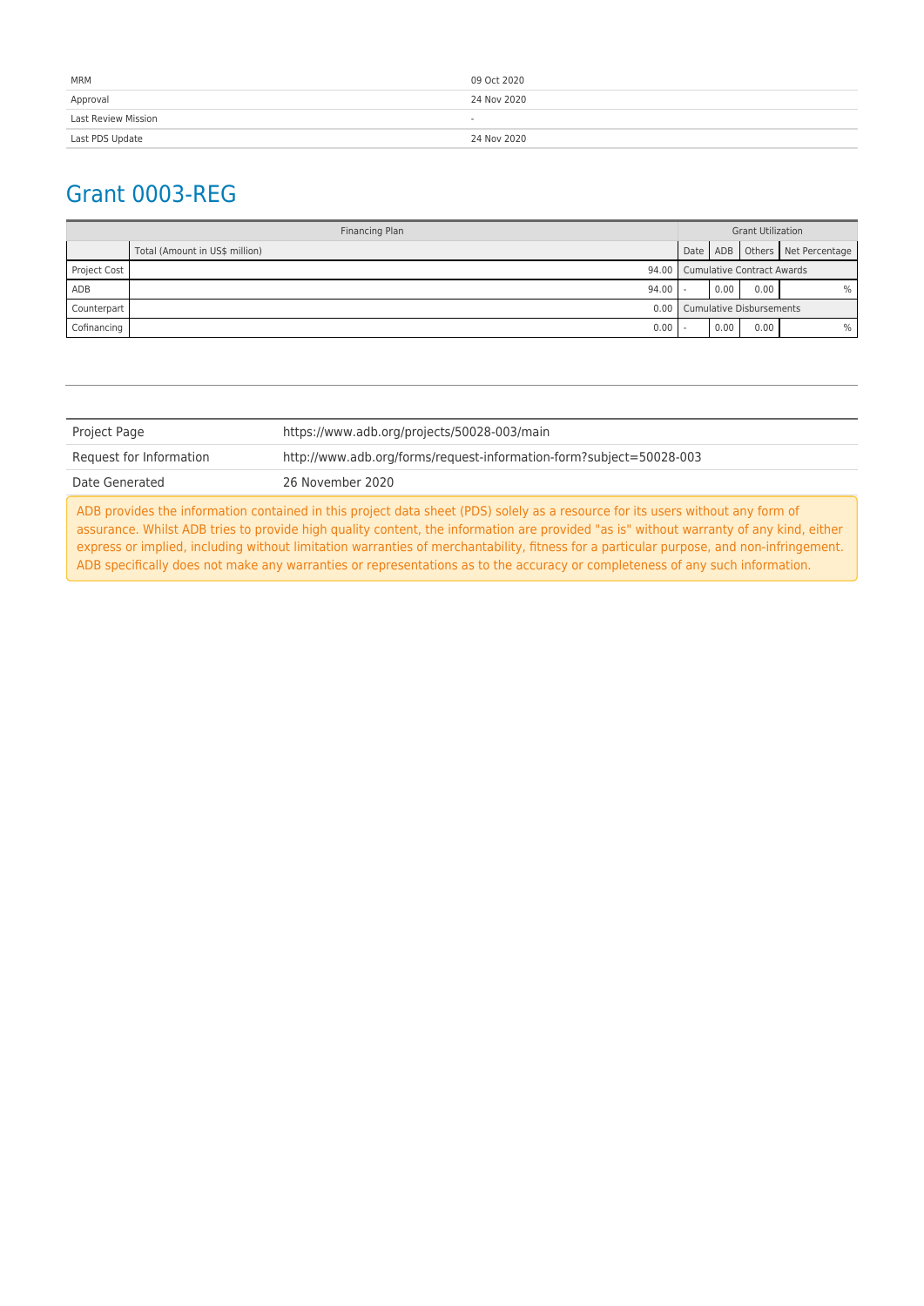| | |
|---|---|
| MRM | 09 Oct 2020 |
| Approval | 24 Nov 2020 |
| Last Review Mission | - |
| Last PDS Update | 24 Nov 2020 |

## Grant 0003-REG

| Financing Plan | | Grant Utilization | | | |
|---|---|---|---|---|---|
| | Total (Amount in US$ million) | Date | ADB | Others | Net Percentage |
| Project Cost | 94.00 | Cumulative Contract Awards | | | |
| ADB | 94.00 | - | 0.00 | 0.00 | % |
| Counterpart | 0.00 | Cumulative Disbursements | | | |
| Cofinancing | 0.00 | - | 0.00 | 0.00 | % |

| | |
|---|---|
| Project Page | https://www.adb.org/projects/50028-003/main |
| Request for Information | http://www.adb.org/forms/request-information-form?subject=50028-003 |
| Date Generated | 26 November 2020 |

ADB provides the information contained in this project data sheet (PDS) solely as a resource for its users without any form of assurance. Whilst ADB tries to provide high quality content, the information are provided "as is" without warranty of any kind, either express or implied, including without limitation warranties of merchantability, fitness for a particular purpose, and non-infringement. ADB specifically does not make any warranties or representations as to the accuracy or completeness of any such information.